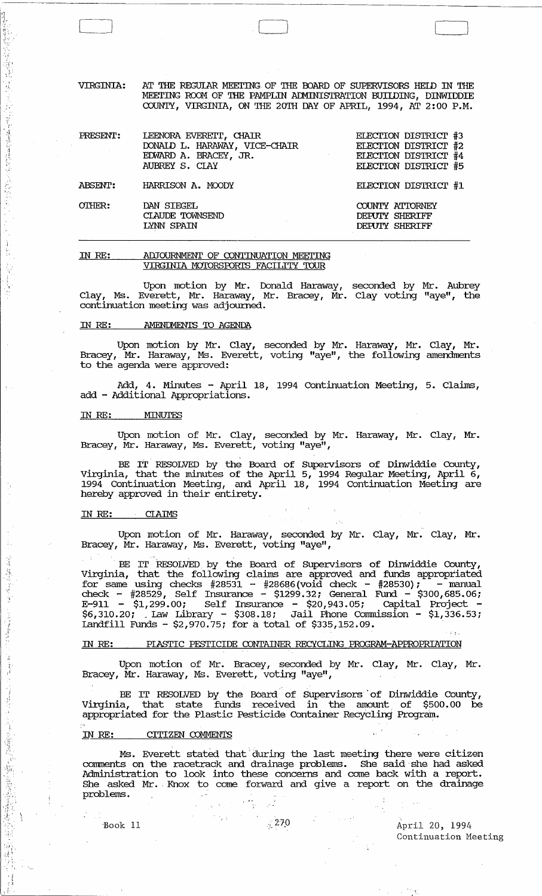VIRGINIA: AT THE REGULAR MEETING OF THE BOARD OF SUPERVISORS HELD IN THE MEETING ROOM OF THE PAMPLIN ADMINISTRATION BUILDING, DINWIDDIE COUNTY, VIRGINIA, ON THE 20TH DAY OF APRIL, 1994, AT 2:00 P.M.

| | | |
|---|---|---|
| PRESENT: | LEENORA EVERETT, CHAIR | ELECTION DISTRICT #3 |
| | DONALD L. HARAWAY, VICE-CHAIR | ELECTION DISTRICT #2 |
| | EDWARD A. BRACEY, JR. | ELECTION DISTRICT #4 |
| | AUBREY S. CLAY | ELECTION DISTRICT #5 |
| ABSENT: | HARRISON A. MOODY | ELECTION DISTRICT #1 |
| OTHER: | DAN SIEGEL | COUNTY ATTORNEY |
| | CLAUDE TOWNSEND | DEPUTY SHERIFF |
| | LYNN SPAIN | DEPUTY SHERIFF |

IN RE: ADJOURNMENT OF CONTINUATION MEETING VIRGINIA MOTORSPORTS FACILITY TOUR

Upon motion by Mr. Donald Haraway, seconded by Mr. Aubrey Clay, Ms. Everett, Mr. Haraway, Mr. Bracey, Mr. Clay voting "aye", the continuation meeting was adjourned.

IN RE: AMENDMENTS TO AGENDA

Upon motion by Mr. Clay, seconded by Mr. Haraway, Mr. Clay, Mr. Bracey, Mr. Haraway, Ms. Everett, voting "aye", the following amendments to the agenda were approved:

Add, 4. Minutes - April 18, 1994 Continuation Meeting, 5. Claims, add - Additional Appropriations.

IN RE: MINUTES

Upon motion of Mr. Clay, seconded by Mr. Haraway, Mr. Clay, Mr. Bracey, Mr. Haraway, Ms. Everett, voting "aye",

BE IT RESOLVED by the Board of Supervisors of Dinwiddie County, Virginia, that the minutes of the April 5, 1994 Regular Meeting, April 6, 1994 Continuation Meeting, and April 18, 1994 Continuation Meeting are hereby approved in their entirety.

IN RE: CLAIMS

Upon motion of Mr. Haraway, seconded by Mr. Clay, Mr. Clay, Mr. Bracey, Mr. Haraway, Ms. Everett, voting "aye",

BE IT RESOLVED by the Board of Supervisors of Dinwiddie County, Virginia, that the following claims are approved and funds appropriated for same using checks #28531 - #28686(void check - #28530); - manual check - #28529, Self Insurance - $1299.32; General Fund - $300,685.06; E-911 - $1,299.00; Self Insurance - $20,943.05; Capital Project - $6,310.20; Law Library - $308.18; Jail Phone Commission - $1,336.53; Landfill Funds - $2,970.75; for a total of $335,152.09.

IN RE: PLASTIC PESTICIDE CONTAINER RECYCLING PROGRAM-APPROPRIATION

Upon motion of Mr. Bracey, seconded by Mr. Clay, Mr. Clay, Mr. Bracey, Mr. Haraway, Ms. Everett, voting "aye",

BE IT RESOLVED by the Board of Supervisors of Dinwiddie County, Virginia, that state funds received in the amount of $500.00 be appropriated for the Plastic Pesticide Container Recycling Program.

IN RE: CITIZEN COMMENTS

Ms. Everett stated that during the last meeting there were citizen comments on the racetrack and drainage problems. She said she had asked Administration to look into these concerns and come back with a report. She asked Mr. Knox to come forward and give a report on the drainage problems.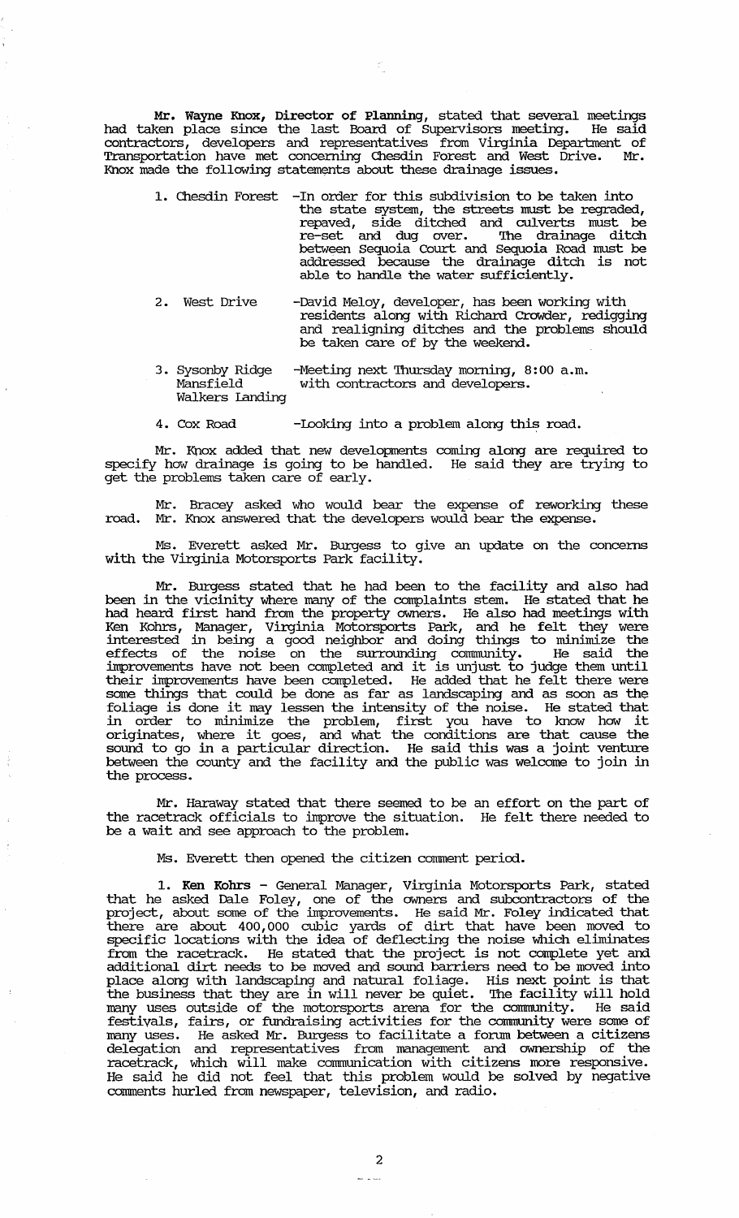**Mr. Wayne Knox, Director of Planning**, stated that several meetings had taken place since the last Board of Supervisors meeting. He said contractors, developers and representatives from Virginia Department of Transportation have met concerning Chesdin Forest and West Drive. Mr. Knox made the following statements about these drainage issues.

1. Chesdin Forest -In order for this subdivision to be taken into the state system, the streets must be regraded, repaved, side ditched and culverts must be re-set and dug over. The drainage ditch between Sequoia Court and Sequoia Road must be addressed because the drainage ditch is not able to handle the water sufficiently.

2. West Drive -David Meloy, developer, has been working with residents along with Richard Crowder, redigging and realigning ditches and the problems should be taken care of by the weekend.

3. Sysonby Ridge, Mansfield, Walkers Landing -Meeting next Thursday morning, 8:00 a.m. with contractors and developers.

4. Cox Road -Looking into a problem along this road.

Mr. Knox added that new developments coming along are required to specify how drainage is going to be handled. He said they are trying to get the problems taken care of early.

Mr. Bracey asked who would bear the expense of reworking these road. Mr. Knox answered that the developers would bear the expense.

Ms. Everett asked Mr. Burgess to give an update on the concerns with the Virginia Motorsports Park facility.

Mr. Burgess stated that he had been to the facility and also had been in the vicinity where many of the complaints stem. He stated that he had heard first hand from the property owners. He also had meetings with Ken Kohrs, Manager, Virginia Motorsports Park, and he felt they were interested in being a good neighbor and doing things to minimize the effects of the noise on the surrounding community. He said the improvements have not been completed and it is unjust to judge them until their improvements have been completed. He added that he felt there were some things that could be done as far as landscaping and as soon as the foliage is done it may lessen the intensity of the noise. He stated that in order to minimize the problem, first you have to know how it originates, where it goes, and what the conditions are that cause the sound to go in a particular direction. He said this was a joint venture between the county and the facility and the public was welcome to join in the process.

Mr. Haraway stated that there seemed to be an effort on the part of the racetrack officials to improve the situation. He felt there needed to be a wait and see approach to the problem.

Ms. Everett then opened the citizen comment period.

1. **Ken Kohrs** - General Manager, Virginia Motorsports Park, stated that he asked Dale Foley, one of the owners and subcontractors of the project, about some of the improvements. He said Mr. Foley indicated that there are about 400,000 cubic yards of dirt that have been moved to specific locations with the idea of deflecting the noise which eliminates from the racetrack. He stated that the project is not complete yet and additional dirt needs to be moved and sound barriers need to be moved into place along with landscaping and natural foliage. His next point is that the business that they are in will never be quiet. The facility will hold many uses outside of the motorsports arena for the community. He said festivals, fairs, or fundraising activities for the community were some of many uses. He asked Mr. Burgess to facilitate a forum between a citizens delegation and representatives from management and ownership of the racetrack, which will make communication with citizens more responsive. He said he did not feel that this problem would be solved by negative comments hurled from newspaper, television, and radio.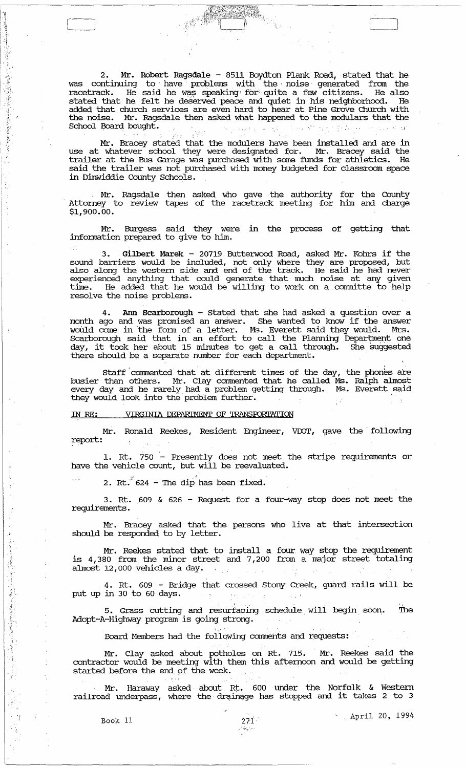2. **Mr. Robert Ragsdale** - 8511 Boydton Plank Road, stated that he was continuing to have problems with the noise generated from the racetrack. He said he was speaking for quite a few citizens. He also stated that he felt he deserved peace and quiet in his neighborhood. He added that church services are even hard to hear at Pine Grove Church with the noise. Mr. Ragsdale then asked what happened to the modulars that the School Board bought.

Mr. Bracey stated that the modulers have been installed and are in use at whatever school they were designated for. Mr. Bracey said the trailer at the Bus Garage was purchased with some funds for athletics. He said the trailer was not purchased with money budgeted for classroom space in Dinwiddie County Schools.

Mr. Ragsdale then asked who gave the authority for the County Attorney to review tapes of the racetrack meeting for him and charge $1,900.00.

Mr. Burgess said they were in the process of getting that information prepared to give to him.

3. **Gilbert Marek** - 20719 Butterwood Road, asked Mr. Kohrs if the sound barriers would be included, not only where they are proposed, but also along the western side and end of the track. He said he had never experienced anything that could generate that much noise at any given time. He added that he would be willing to work on a committe to help resolve the noise problems.

4. **Ann Scarborough** - Stated that she had asked a question over a month ago and was promised an answer. She wanted to know if the answer would come in the form of a letter. Ms. Everett said they would. Mrs. Scarborough said that in an effort to call the Planning Department one day, it took her about 15 minutes to get a call through. She suggested there should be a separate number for each department.

Staff commented that at different times of the day, the phones are busier than others. Mr. Clay commented that he called Ms. Ralph almost every day and he rarely had a problem getting through. Ms. Everett said they would look into the problem further.

IN RE: VIRGINIA DEPARTMENT OF TRANSPORTATION

Mr. Ronald Reekes, Resident Engineer, VDOT, gave the following report:

1. Rt. 750 - Presently does not meet the stripe requirements or have the vehicle count, but will be reevaluated.

2. Rt. 624 - The dip has been fixed.

3. Rt. 609 & 626 - Request for a four-way stop does not meet the requirements.

Mr. Bracey asked that the persons who live at that intersection should be responded to by letter.

Mr. Reekes stated that to install a four way stop the requirement is 4,380 from the minor street and 7,200 from a major street totaling almost 12,000 vehicles a day.

4. Rt. 609 - Bridge that crossed Stony Creek, guard rails will be put up in 30 to 60 days.

5. Grass cutting and resurfacing schedule will begin soon. The Adopt-A-Highway program is going strong.

Board Members had the following comments and requests:

Mr. Clay asked about potholes on Rt. 715. Mr. Reekes said the contractor would be meeting with them this afternoon and would be getting started before the end of the week.

Mr. Haraway asked about Rt. 600 under the Norfolk & Western railroad underpass, where the drainage has stopped and it takes 2 to 3

Book 11 April 20, 1994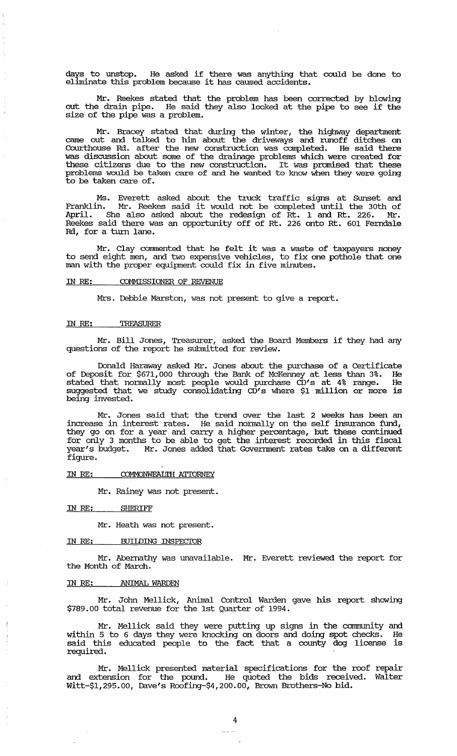days to unstop. He asked if there was anything that could be done to eliminate this problem because it has caused accidents.

Mr. Reekes stated that the problem has been corrected by blowing out the drain pipe. He said they also looked at the pipe to see if the size of the pipe was a problem.

Mr. Bracey stated that during the winter, the highway department came out and talked to him about the driveways and runoff ditches on Courthouse Rd. after the new construction was completed. He said there was discussion about some of the drainage problems which were created for these citizens due to the new construction. It was promised that these problems would be taken care of and he wanted to know when they were going to be taken care of.

Ms. Everett asked about the truck traffic signs at Sunset and Franklin. Mr. Reekes said it would not be completed until the 30th of April. She also asked about the redesign of Rt. 1 and Rt. 226. Mr. Reekes said there was an opportunity off of Rt. 226 onto Rt. 601 Ferndale Rd, for a turn lane.

Mr. Clay commented that he felt it was a waste of taxpayers money to send eight men, and two expensive vehicles, to fix one pothole that one man with the proper equipment could fix in five minutes.

IN RE: <u>COMMISSIONER OF REVENUE</u>

Mrs. Debbie Marston, was not present to give a report.

IN RE: <u>TREASURER</u>

Mr. Bill Jones, Treasurer, asked the Board Members if they had any questions of the report he submitted for review.

Donald Haraway asked Mr. Jones about the purchase of a Certificate of Deposit for $671,000 through the Bank of McKenney at less than 3%. He stated that normally most people would purchase CD's at 4% range. He suggested that we study consolidating CD's where $1 million or more is being invested.

Mr. Jones said that the trend over the last 2 weeks has been an increase in interest rates. He said normally on the self insurance fund, they go on for a year and carry a higher percentage, but these continued for only 3 months to be able to get the interest recorded in this fiscal year's budget. Mr. Jones added that Government rates take on a different figure.

IN RE: <u>COMMONWEALTH ATTORNEY</u>

Mr. Rainey was not present.

IN RE: <u>SHERIFF</u>

Mr. Heath was not present.

IN RE: <u>BUILDING INSPECTOR</u>

Mr. Abernathy was unavailable. Mr. Everett reviewed the report for the Month of March.

IN RE: <u>ANIMAL WARDEN</u>

Mr. John Mellick, Animal Control Warden gave his report showing $789.00 total revenue for the 1st Quarter of 1994.

Mr. Mellick said they were putting up signs in the community and within 5 to 6 days they were knocking on doors and doing spot checks. He said this educated people to the fact that a county dog license is required.

Mr. Mellick presented material specifications for the roof repair and extension for the pound. He quoted the bids received. Walter Witt-$1,295.00, Dave's Roofing-$4,200.00, Brown Brothers-No bid.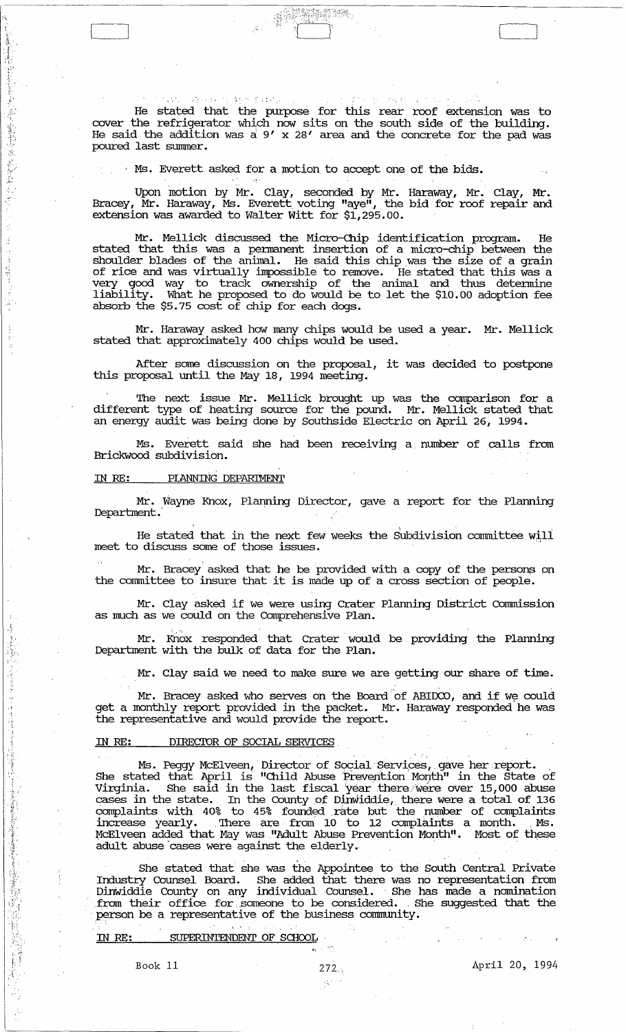He stated that the purpose for this rear roof extension was to cover the refrigerator which now sits on the south side of the building. He said the addition was a 9' x 28' area and the concrete for the pad was poured last summer.

Ms. Everett asked for a motion to accept one of the bids.

Upon motion by Mr. Clay, seconded by Mr. Haraway, Mr. Clay, Mr. Bracey, Mr. Haraway, Ms. Everett voting "aye", the bid for roof repair and extension was awarded to Walter Witt for $1,295.00.

Mr. Mellick discussed the Micro-Chip identification program. He stated that this was a permanent insertion of a micro-chip between the shoulder blades of the animal. He said this chip was the size of a grain of rice and was virtually impossible to remove. He stated that this was a very good way to track ownership of the animal and thus determine liability. What he proposed to do would be to let the $10.00 adoption fee absorb the $5.75 cost of chip for each dogs.

Mr. Haraway asked how many chips would be used a year. Mr. Mellick stated that approximately 400 chips would be used.

After some discussion on the proposal, it was decided to postpone this proposal until the May 18, 1994 meeting.

The next issue Mr. Mellick brought up was the comparison for a different type of heating source for the pound. Mr. Mellick stated that an energy audit was being done by Southside Electric on April 26, 1994.

Ms. Everett said she had been receiving a number of calls from Brickwood subdivision.

IN RE: PLANNING DEPARTMENT

Mr. Wayne Knox, Planning Director, gave a report for the Planning Department.

He stated that in the next few weeks the Subdivision committee will meet to discuss some of those issues.

Mr. Bracey asked that he be provided with a copy of the persons on the committee to insure that it is made up of a cross section of people.

Mr. Clay asked if we were using Crater Planning District Commission as much as we could on the Comprehensive Plan.

Mr. Knox responded that Crater would be providing the Planning Department with the bulk of data for the Plan.

Mr. Clay said we need to make sure we are getting our share of time.

Mr. Bracey asked who serves on the Board of ABIDCO, and if we could get a monthly report provided in the packet. Mr. Haraway responded he was the representative and would provide the report.

IN RE: DIRECTOR OF SOCIAL SERVICES

Ms. Peggy McElveen, Director of Social Services, gave her report. She stated that April is "Child Abuse Prevention Month" in the State of Virginia. She said in the last fiscal year there were over 15,000 abuse cases in the state. In the County of Dinwiddie, there were a total of 136 complaints with 40% to 45% founded rate but the number of complaints increase yearly. There are from 10 to 12 complaints a month. Ms. McElveen added that May was "Adult Abuse Prevention Month". Most of these adult abuse cases were against the elderly.

She stated that she was the Appointee to the South Central Private Industry Counsel Board. She added that there was no representation from Dinwiddie County on any individual Counsel. She has made a nomination from their office for someone to be considered. She suggested that the person be a representative of the business community.

IN RE: SUPERINTENDENT OF SCHOOL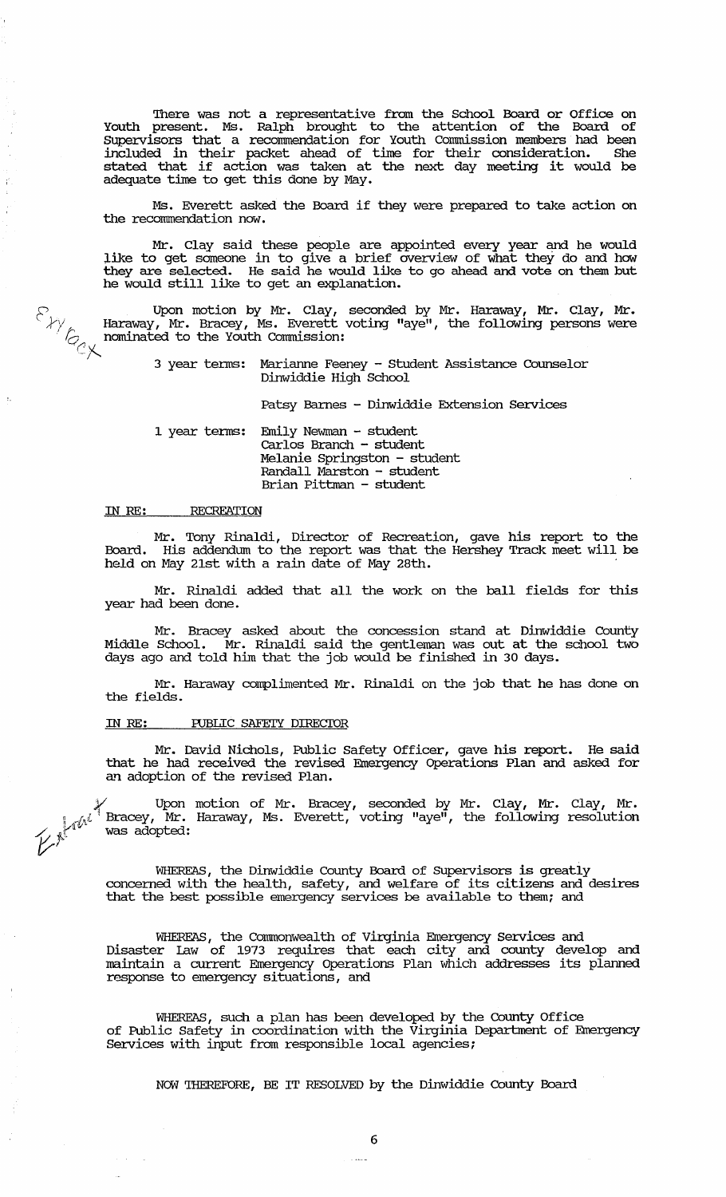There was not a representative from the School Board or Office on Youth present. Ms. Ralph brought to the attention of the Board of Supervisors that a recommendation for Youth Commission members had been included in their packet ahead of time for their consideration. She stated that if action was taken at the next day meeting it would be adequate time to get this done by May.

Ms. Everett asked the Board if they were prepared to take action on the recommendation now.

Mr. Clay said these people are appointed every year and he would like to get someone in to give a brief overview of what they do and how they are selected. He said he would like to go ahead and vote on them but he would still like to get an explanation.

Upon motion by Mr. Clay, seconded by Mr. Haraway, Mr. Clay, Mr. Haraway, Mr. Bracey, Ms. Everett voting "aye", the following persons were nominated to the Youth Commission:

3 year terms: Marianne Feeney - Student Assistance Counselor Dinwiddie High School

Patsy Barnes - Dinwiddie Extension Services

1 year terms: Emily Newman - student
Carlos Branch - student
Melanie Springston - student
Randall Marston - student
Brian Pittman - student

IN RE: RECREATION

Mr. Tony Rinaldi, Director of Recreation, gave his report to the Board. His addendum to the report was that the Hershey Track meet will be held on May 21st with a rain date of May 28th.

Mr. Rinaldi added that all the work on the ball fields for this year had been done.

Mr. Bracey asked about the concession stand at Dinwiddie County Middle School. Mr. Rinaldi said the gentleman was out at the school two days ago and told him that the job would be finished in 30 days.

Mr. Haraway complimented Mr. Rinaldi on the job that he has done on the fields.

IN RE: PUBLIC SAFETY DIRECTOR

Mr. David Nichols, Public Safety Officer, gave his report. He said that he had received the revised Emergency Operations Plan and asked for an adoption of the revised Plan.

Upon motion of Mr. Bracey, seconded by Mr. Clay, Mr. Clay, Mr. Bracey, Mr. Haraway, Ms. Everett, voting "aye", the following resolution was adopted:

WHEREAS, the Dinwiddie County Board of Supervisors is greatly concerned with the health, safety, and welfare of its citizens and desires that the best possible emergency services be available to them; and

WHEREAS, the Commonwealth of Virginia Emergency Services and Disaster Law of 1973 requires that each city and county develop and maintain a current Emergency Operations Plan which addresses its planned response to emergency situations, and

WHEREAS, such a plan has been developed by the County Office of Public Safety in coordination with the Virginia Department of Emergency Services with input from responsible local agencies;

NOW THEREFORE, BE IT RESOLVED by the Dinwiddie County Board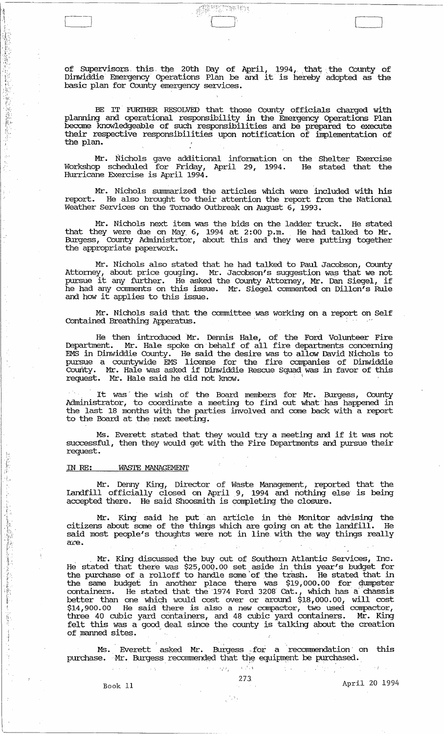of Supervisors this the 20th Day of April, 1994, that the County of Dinwiddie Emergency Operations Plan be and it is hereby adopted as the basic plan for County emergency services.

BE IT FURTHER RESOLVED that those County officials charged with planning and operational responsibility in the Emergency Operations Plan become knowledgeable of such responsibilities and be prepared to execute their respective responsibilities upon notification of implementation of the plan.

Mr. Nichols gave additional information on the Shelter Exercise Workshop scheduled for Friday, April 29, 1994. He stated that the Hurricane Exercise is April 1994.

Mr. Nichols summarized the articles which were included with his report. He also brought to their attention the report from the National Weather Services on the Tornado Outbreak on August 6, 1993.

Mr. Nichols next item was the bids on the ladder truck. He stated that they were due on May 6, 1994 at 2:00 p.m. He had talked to Mr. Burgess, County Administrtor, about this and they were putting together the appropriate paperwork.

Mr. Nichols also stated that he had talked to Paul Jacobson, County Attorney, about price gouging. Mr. Jacobson's suggestion was that we not pursue it any further. He asked the County Attorney, Mr. Dan Siegel, if he had any comments on this issue. Mr. Siegel commented on Dillon's Rule and how it applies to this issue.

Mr. Nichols said that the committee was working on a report on Self Contained Breathing Apperatus.

He then introduced Mr. Dennis Hale, of the Ford Volunteer Fire Department. Mr. Hale spoke on behalf of all fire departments concerning EMS in Dinwiddie County. He said the desire was to allow David Nichols to pursue a countywide EMS license for the fire companies of Dinwiddie County. Mr. Hale was asked if Dinwiddie Rescue Squad was in favor of this request. Mr. Hale said he did not know.

It was the wish of the Board members for Mr. Burgess, County Administrator, to coordinate a meeting to find out what has happened in the last 18 months with the parties involved and come back with a report to the Board at the next meeting.

Ms. Everett stated that they would try a meeting and if it was not successful, then they would get with the Fire Departments and pursue their request.

IN RE: WASTE MANAGEMENT

Mr. Denny King, Director of Waste Management, reported that the Landfill officially closed on April 9, 1994 and nothing else is being accepted there. He said Shoosmith is completing the closure.

Mr. King said he put an article in the Monitor advising the citizens about some of the things which are going on at the landfill. He said most people's thoughts were not in line with the way things really are.

Mr. King discussed the buy out of Southern Atlantic Services, Inc. He stated that there was $25,000.00 set aside in this year's budget for the purchase of a rolloff to handle some of the trash. He stated that in the same budget in another place there was $19,000.00 for dumpster containers. He stated that the 1974 Ford 3208 Cat., which has a chassis better than one which would cost over or around $18,000.00, will cost $14,900.00 He said there is also a new compactor, two used compactor, three 40 cubic yard containers, and 48 cubic yard containers. Mr. King felt this was a good deal since the county is talking about the creation of manned sites.

Ms. Everett asked Mr. Burgess for a recommendation on this purchase. Mr. Burgess recommended that the equipment be purchased.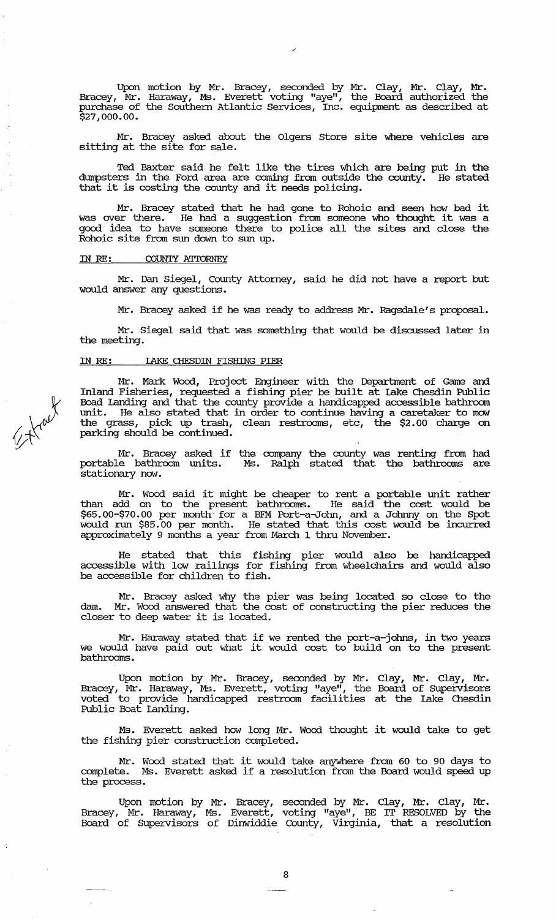Upon motion by Mr. Bracey, seconded by Mr. Clay, Mr. Clay, Mr. Bracey, Mr. Haraway, Ms. Everett voting "aye", the Board authorized the purchase of the Southern Atlantic Services, Inc. equipment as described at $27,000.00.

Mr. Bracey asked about the Olgers Store site where vehicles are sitting at the site for sale.

Ted Baxter said he felt like the tires which are being put in the dumpsters in the Ford area are coming from outside the county. He stated that it is costing the county and it needs policing.

Mr. Bracey stated that he had gone to Rohoic and seen how bad it was over there. He had a suggestion from someone who thought it was a good idea to have someone there to police all the sites and close the Rohoic site from sun down to sun up.

IN RE: COUNTY ATTORNEY

Mr. Dan Siegel, County Attorney, said he did not have a report but would answer any questions.

Mr. Bracey asked if he was ready to address Mr. Ragsdale's proposal.

Mr. Siegel said that was something that would be discussed later in the meeting.

IN RE: LAKE CHESDIN FISHING PIER

Extract

Mr. Mark Wood, Project Engineer with the Department of Game and Inland Fisheries, requested a fishing pier be built at Lake Chesdin Public Boad Landing and that the county provide a handicapped accessible bathroom unit. He also stated that in order to continue having a caretaker to mow the grass, pick up trash, clean restrooms, etc, the $2.00 charge on parking should be continued.

Mr. Bracey asked if the company the county was renting from had portable bathroom units. Ms. Ralph stated that the bathrooms are stationary now.

Mr. Wood said it might be cheaper to rent a portable unit rather than add on to the present bathrooms. He said the cost would be $65.00-$70.00 per month for a BFM Port-a-John, and a Johnny on the Spot would run $85.00 per month. He stated that this cost would be incurred approximately 9 months a year from March 1 thru November.

He stated that this fishing pier would also be handicapped accessible with low railings for fishing from wheelchairs and would also be accessible for children to fish.

Mr. Bracey asked why the pier was being located so close to the dam. Mr. Wood answered that the cost of constructing the pier reduces the closer to deep water it is located.

Mr. Haraway stated that if we rented the port-a-johns, in two years we would have paid out what it would cost to build on to the present bathrooms.

Upon motion by Mr. Bracey, seconded by Mr. Clay, Mr. Clay, Mr. Bracey, Mr. Haraway, Ms. Everett, voting "aye", the Board of Supervisors voted to provide handicapped restroom facilities at the Lake Chesdin Public Boat Landing.

Ms. Everett asked how long Mr. Wood thought it would take to get the fishing pier construction completed.

Mr. Wood stated that it would take anywhere from 60 to 90 days to complete. Ms. Everett asked if a resolution from the Board would speed up the process.

Upon motion by Mr. Bracey, seconded by Mr. Clay, Mr. Clay, Mr. Bracey, Mr. Haraway, Ms. Everett, voting "aye", BE IT RESOLVED by the Board of Supervisors of Dinwiddie County, Virginia, that a resolution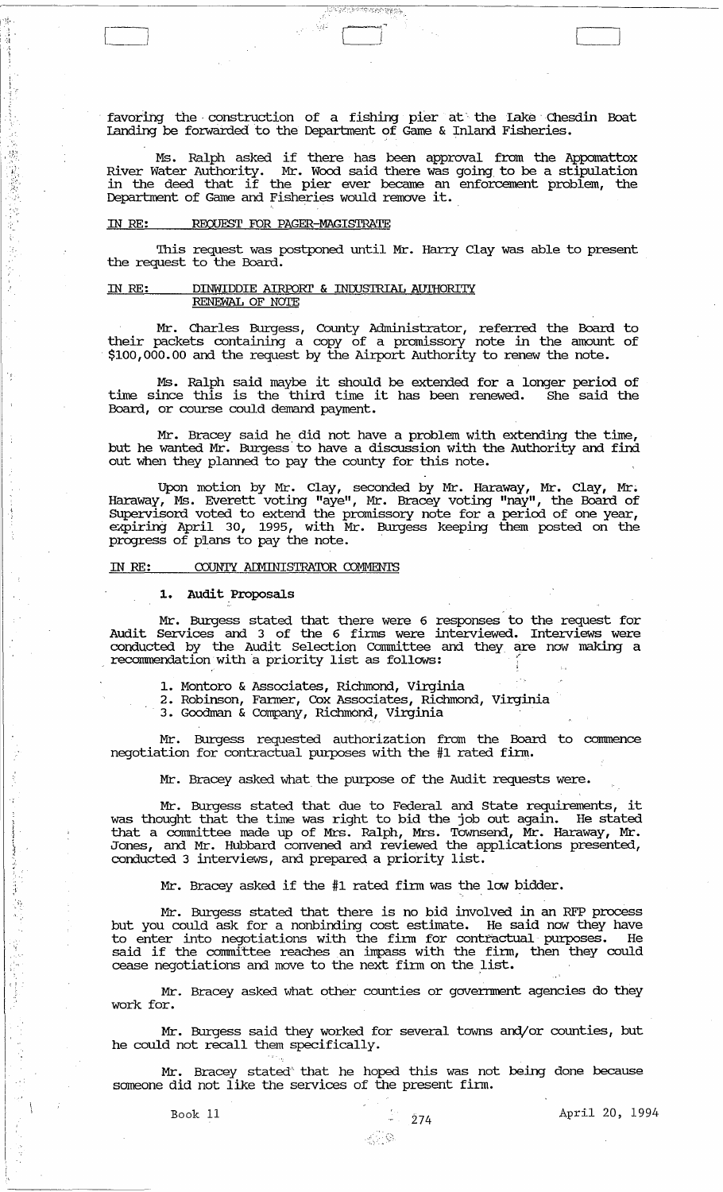favoring the construction of a fishing pier at the Lake Chesdin Boat Landing be forwarded to the Department of Game & Inland Fisheries.

Ms. Ralph asked if there has been approval from the Appomattox River Water Authority. Mr. Wood said there was going to be a stipulation in the deed that if the pier ever became an enforcement problem, the Department of Game and Fisheries would remove it.

IN RE: REQUEST FOR PAGER-MAGISTRATE

This request was postponed until Mr. Harry Clay was able to present the request to the Board.

IN RE: DINWIDDIE AIRPORT & INDUSTRIAL AUTHORITY RENEWAL OF NOTE

Mr. Charles Burgess, County Administrator, referred the Board to their packets containing a copy of a promissory note in the amount of $100,000.00 and the request by the Airport Authority to renew the note.

Ms. Ralph said maybe it should be extended for a longer period of time since this is the third time it has been renewed. She said the Board, or course could demand payment.

Mr. Bracey said he did not have a problem with extending the time, but he wanted Mr. Burgess to have a discussion with the Authority and find out when they planned to pay the county for this note.

Upon motion by Mr. Clay, seconded by Mr. Haraway, Mr. Clay, Mr. Haraway, Ms. Everett voting "aye", Mr. Bracey voting "nay", the Board of Supervisord voted to extend the promissory note for a period of one year, expiring April 30, 1995, with Mr. Burgess keeping them posted on the progress of plans to pay the note.

IN RE: COUNTY ADMINISTRATOR COMMENTS

**1. Audit Proposals**

Mr. Burgess stated that there were 6 responses to the request for Audit Services and 3 of the 6 firms were interviewed. Interviews were conducted by the Audit Selection Committee and they are now making a recommendation with a priority list as follows:

1. Montoro & Associates, Richmond, Virginia
2. Robinson, Farmer, Cox Associates, Richmond, Virginia
3. Goodman & Company, Richmond, Virginia

Mr. Burgess requested authorization from the Board to commence negotiation for contractual purposes with the #1 rated firm.

Mr. Bracey asked what the purpose of the Audit requests were.

Mr. Burgess stated that due to Federal and State requirements, it was thought that the time was right to bid the job out again. He stated that a committee made up of Mrs. Ralph, Mrs. Townsend, Mr. Haraway, Mr. Jones, and Mr. Hubbard convened and reviewed the applications presented, conducted 3 interviews, and prepared a priority list.

Mr. Bracey asked if the #1 rated firm was the low bidder.

Mr. Burgess stated that there is no bid involved in an RFP process but you could ask for a nonbinding cost estimate. He said now they have to enter into negotiations with the firm for contractual purposes. He said if the committee reaches an impass with the firm, then they could cease negotiations and move to the next firm on the list.

Mr. Bracey asked what other counties or government agencies do they work for.

Mr. Burgess said they worked for several towns and/or counties, but he could not recall them specifically.

Mr. Bracey stated that he hoped this was not being done because someone did not like the services of the present firm.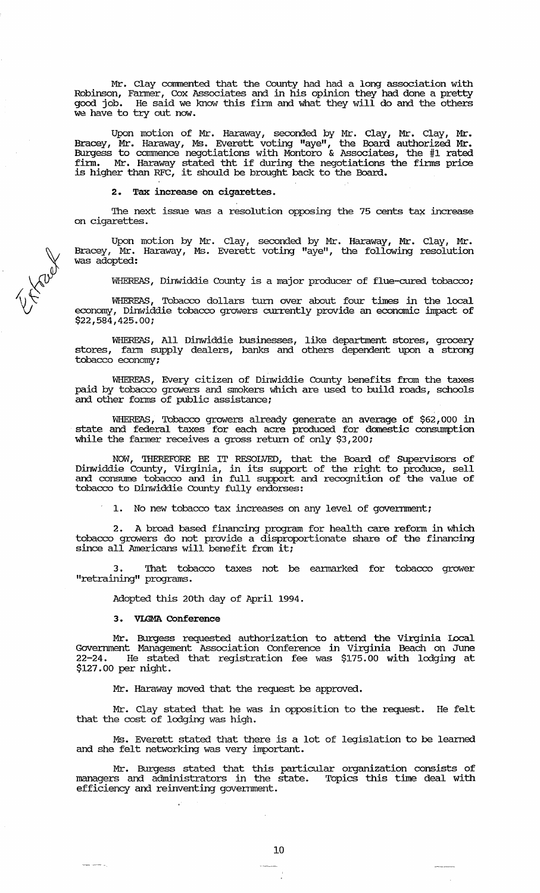Mr. Clay commented that the County had had a long association with Robinson, Farmer, Cox Associates and in his opinion they had done a pretty good job. He said we know this firm and what they will do and the others we have to try out now.

Upon motion of Mr. Haraway, seconded by Mr. Clay, Mr. Clay, Mr. Bracey, Mr. Haraway, Ms. Everett voting "aye", the Board authorized Mr. Burgess to commence negotiations with Montoro & Associates, the #1 rated firm. Mr. Haraway stated tht if during the negotiations the firms price is higher than RFC, it should be brought back to the Board.

**2. Tax increase on cigarettes.**

The next issue was a resolution opposing the 75 cents tax increase on cigarettes.

Upon motion by Mr. Clay, seconded by Mr. Haraway, Mr. Clay, Mr. Bracey, Mr. Haraway, Ms. Everett voting "aye", the following resolution was adopted:

WHEREAS, Dinwiddie County is a major producer of flue-cured tobacco;

WHEREAS, Tobacco dollars turn over about four times in the local economy, Dinwiddie tobacco growers currently provide an economic impact of $22,584,425.00;

WHEREAS, All Dinwiddie businesses, like department stores, grocery stores, farm supply dealers, banks and others dependent upon a strong tobacco economy;

WHEREAS, Every citizen of Dinwiddie County benefits from the taxes paid by tobacco growers and smokers which are used to build roads, schools and other forms of public assistance;

WHEREAS, Tobacco growers already generate an average of $62,000 in state and federal taxes for each acre produced for domestic consumption while the farmer receives a gross return of only $3,200;

NOW, THEREFORE BE IT RESOLVED, that the Board of Supervisors of Dinwiddie County, Virginia, in its support of the right to produce, sell and consume tobacco and in full support and recognition of the value of tobacco to Dinwiddie County fully endorses:

1. No new tobacco tax increases on any level of government;

2. A broad based financing program for health care reform in which tobacco growers do not provide a disproportionate share of the financing since all Americans will benefit from it;

3. That tobacco taxes not be earmarked for tobacco grower "retraining" programs.

Adopted this 20th day of April 1994.

**3. VLGMA Conference**

Mr. Burgess requested authorization to attend the Virginia Local Government Management Association Conference in Virginia Beach on June 22-24. He stated that registration fee was $175.00 with lodging at $127.00 per night.

Mr. Haraway moved that the request be approved.

Mr. Clay stated that he was in opposition to the request. He felt that the cost of lodging was high.

Ms. Everett stated that there is a lot of legislation to be learned and she felt networking was very important.

Mr. Burgess stated that this particular organization consists of managers and administrators in the state. Topics this time deal with efficiency and reinventing government.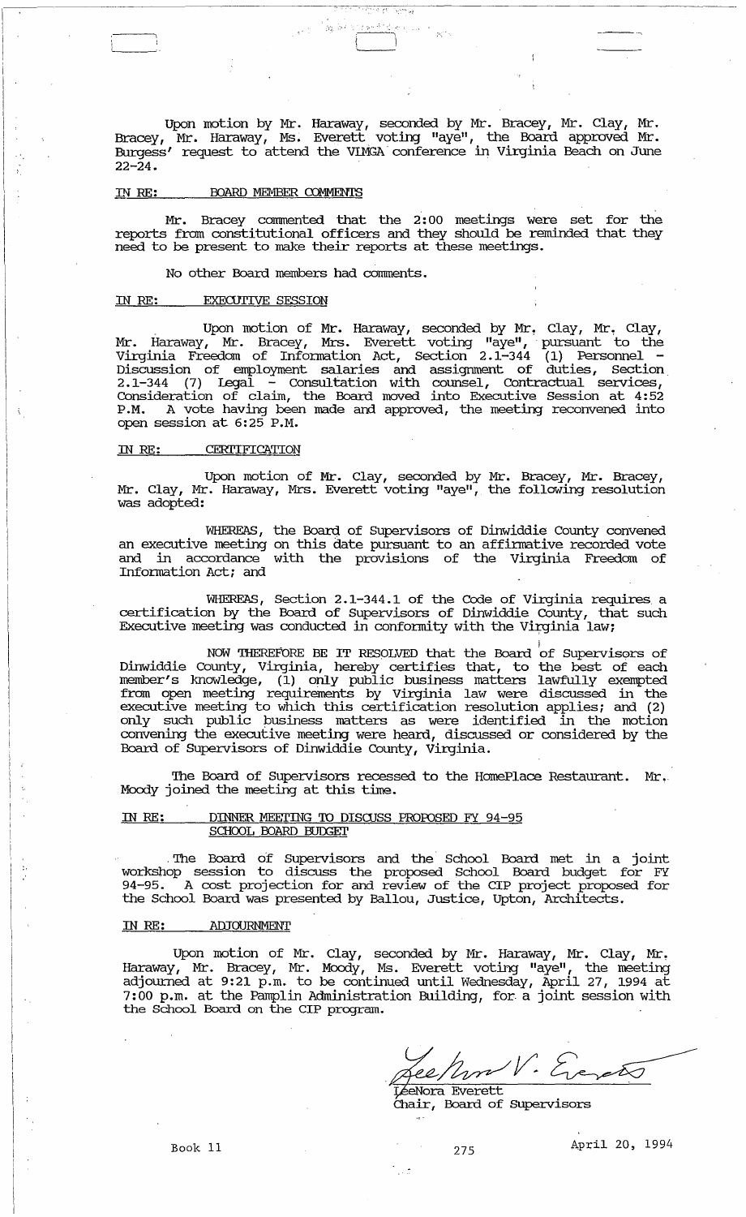Upon motion by Mr. Haraway, seconded by Mr. Bracey, Mr. Clay, Mr. Bracey, Mr. Haraway, Ms. Everett voting "aye", the Board approved Mr. Burgess' request to attend the VIMGA conference in Virginia Beach on June 22-24.

IN RE: BOARD MEMBER COMMENTS

Mr. Bracey commented that the 2:00 meetings were set for the reports from constitutional officers and they should be reminded that they need to be present to make their reports at these meetings.

No other Board members had comments.

IN RE: EXECUTIVE SESSION

Upon motion of Mr. Haraway, seconded by Mr. Clay, Mr. Clay, Mr. Haraway, Mr. Bracey, Mrs. Everett voting "aye", pursuant to the Virginia Freedom of Information Act, Section 2.1-344 (1) Personnel - Discussion of employment salaries and assignment of duties, Section 2.1-344 (7) Legal - Consultation with counsel, Contractual services, Consideration of claim, the Board moved into Executive Session at 4:52 P.M. A vote having been made and approved, the meeting reconvened into open session at 6:25 P.M.

IN RE: CERTIFICATION

Upon motion of Mr. Clay, seconded by Mr. Bracey, Mr. Bracey, Mr. Clay, Mr. Haraway, Mrs. Everett voting "aye", the following resolution was adopted:

WHEREAS, the Board of Supervisors of Dinwiddie County convened an executive meeting on this date pursuant to an affirmative recorded vote and in accordance with the provisions of the Virginia Freedom of Information Act; and

WHEREAS, Section 2.1-344.1 of the Code of Virginia requires a certification by the Board of Supervisors of Dinwiddie County, that such Executive meeting was conducted in conformity with the Virginia law;

NOW THEREFORE BE IT RESOLVED that the Board of Supervisors of Dinwiddie County, Virginia, hereby certifies that, to the best of each member's knowledge, (1) only public business matters lawfully exempted from open meeting requirements by Virginia law were discussed in the executive meeting to which this certification resolution applies; and (2) only such public business matters as were identified in the motion convening the executive meeting were heard, discussed or considered by the Board of Supervisors of Dinwiddie County, Virginia.

The Board of Supervisors recessed to the HomePlace Restaurant. Mr. Moody joined the meeting at this time.

IN RE: DINNER MEETING TO DISCUSS PROPOSED FY 94-95 SCHOOL BOARD BUDGET

The Board of Supervisors and the School Board met in a joint workshop session to discuss the proposed School Board budget for FY 94-95. A cost projection for and review of the CIP project proposed for the School Board was presented by Ballou, Justice, Upton, Architects.

IN RE: ADJOURNMENT

Upon motion of Mr. Clay, seconded by Mr. Haraway, Mr. Clay, Mr. Haraway, Mr. Bracey, Mr. Moody, Ms. Everett voting "aye", the meeting adjourned at 9:21 p.m. to be continued until Wednesday, April 27, 1994 at 7:00 p.m. at the Pamplin Administration Building, for a joint session with the School Board on the CIP program.

LeeNora V. Everett

LeeNora Everett
Chair, Board of Supervisors

Book 11 275 April 20, 1994